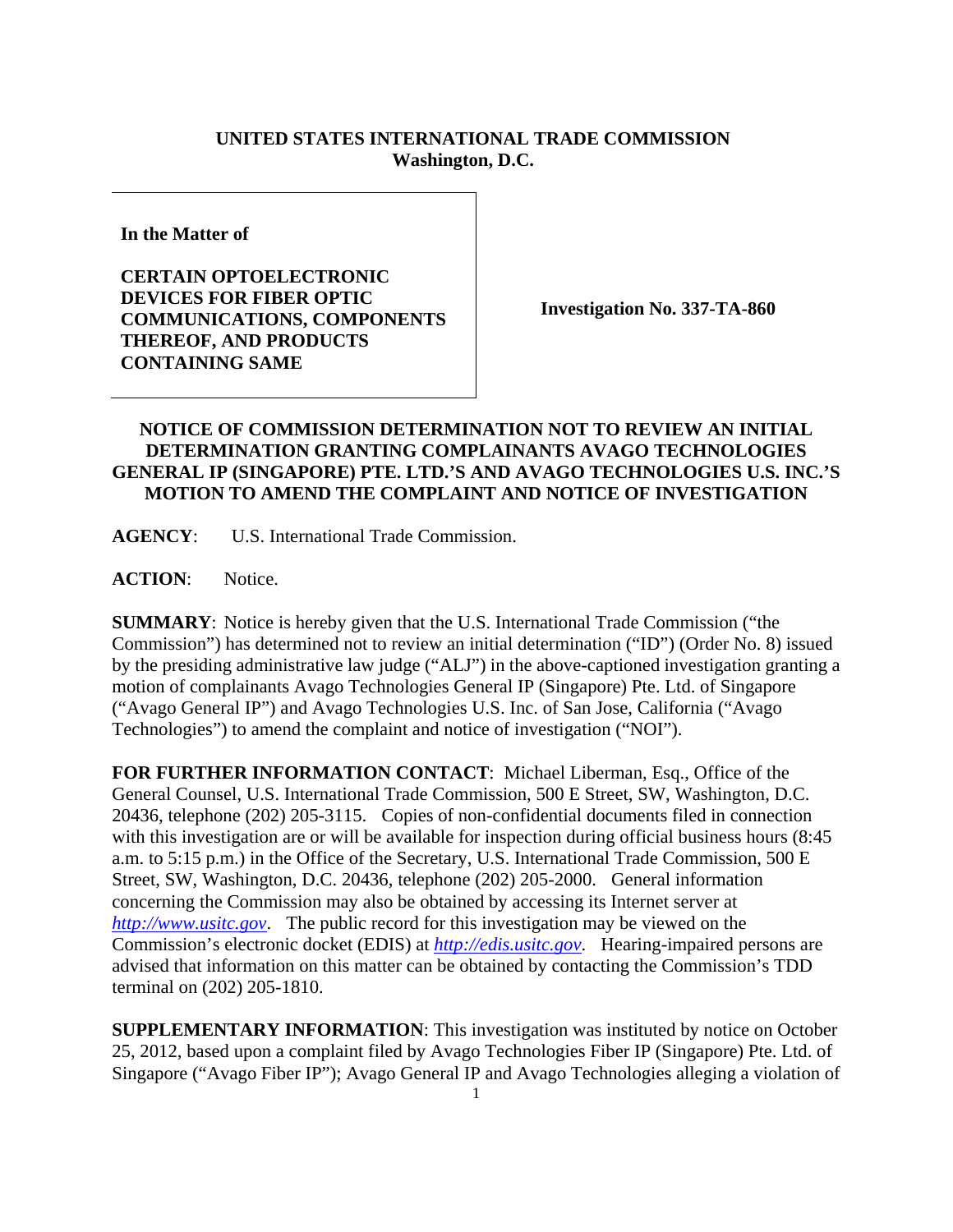**UNITED STATES INTERNATIONAL TRADE COMMISSION**
**Washington, D.C.**

| | |
|---|---|
| **In the Matter of**<br><br>**CERTAIN OPTOELECTRONIC DEVICES FOR FIBER OPTIC COMMUNICATIONS, COMPONENTS THEREOF, AND PRODUCTS CONTAINING SAME** | **Investigation No. 337-TA-860** |

**NOTICE OF COMMISSION DETERMINATION NOT TO REVIEW AN INITIAL DETERMINATION GRANTING COMPLAINANTS AVAGO TECHNOLOGIES GENERAL IP (SINGAPORE) PTE. LTD.'S AND AVAGO TECHNOLOGIES U.S. INC.'S MOTION TO AMEND THE COMPLAINT AND NOTICE OF INVESTIGATION**

**AGENCY**: U.S. International Trade Commission.

**ACTION**: Notice.

**SUMMARY**: Notice is hereby given that the U.S. International Trade Commission ("the Commission") has determined not to review an initial determination ("ID") (Order No. 8) issued by the presiding administrative law judge ("ALJ") in the above-captioned investigation granting a motion of complainants Avago Technologies General IP (Singapore) Pte. Ltd. of Singapore ("Avago General IP") and Avago Technologies U.S. Inc. of San Jose, California ("Avago Technologies") to amend the complaint and notice of investigation ("NOI").

**FOR FURTHER INFORMATION CONTACT**: Michael Liberman, Esq., Office of the General Counsel, U.S. International Trade Commission, 500 E Street, SW, Washington, D.C. 20436, telephone (202) 205-3115. Copies of non-confidential documents filed in connection with this investigation are or will be available for inspection during official business hours (8:45 a.m. to 5:15 p.m.) in the Office of the Secretary, U.S. International Trade Commission, 500 E Street, SW, Washington, D.C. 20436, telephone (202) 205-2000. General information concerning the Commission may also be obtained by accessing its Internet server at *http://www.usitc.gov*. The public record for this investigation may be viewed on the Commission's electronic docket (EDIS) at *http://edis.usitc.gov*. Hearing-impaired persons are advised that information on this matter can be obtained by contacting the Commission's TDD terminal on (202) 205-1810.

**SUPPLEMENTARY INFORMATION**: This investigation was instituted by notice on October 25, 2012, based upon a complaint filed by Avago Technologies Fiber IP (Singapore) Pte. Ltd. of Singapore ("Avago Fiber IP"); Avago General IP and Avago Technologies alleging a violation of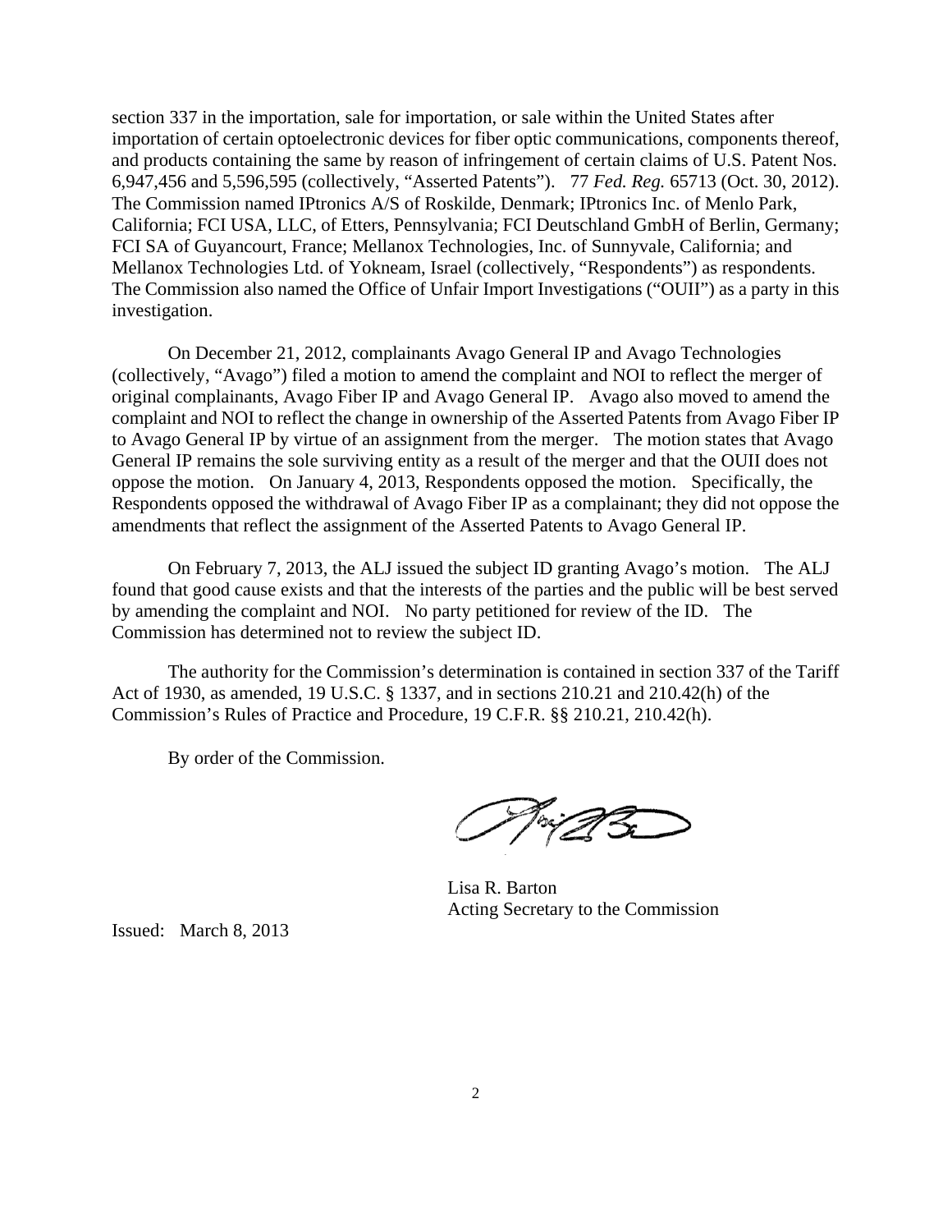section 337 in the importation, sale for importation, or sale within the United States after importation of certain optoelectronic devices for fiber optic communications, components thereof, and products containing the same by reason of infringement of certain claims of U.S. Patent Nos. 6,947,456 and 5,596,595 (collectively, "Asserted Patents"). 77 *Fed. Reg.* 65713 (Oct. 30, 2012). The Commission named IPtronics A/S of Roskilde, Denmark; IPtronics Inc. of Menlo Park, California; FCI USA, LLC, of Etters, Pennsylvania; FCI Deutschland GmbH of Berlin, Germany; FCI SA of Guyancourt, France; Mellanox Technologies, Inc. of Sunnyvale, California; and Mellanox Technologies Ltd. of Yokneam, Israel (collectively, "Respondents") as respondents. The Commission also named the Office of Unfair Import Investigations ("OUII") as a party in this investigation.

On December 21, 2012, complainants Avago General IP and Avago Technologies (collectively, "Avago") filed a motion to amend the complaint and NOI to reflect the merger of original complainants, Avago Fiber IP and Avago General IP. Avago also moved to amend the complaint and NOI to reflect the change in ownership of the Asserted Patents from Avago Fiber IP to Avago General IP by virtue of an assignment from the merger. The motion states that Avago General IP remains the sole surviving entity as a result of the merger and that the OUII does not oppose the motion. On January 4, 2013, Respondents opposed the motion. Specifically, the Respondents opposed the withdrawal of Avago Fiber IP as a complainant; they did not oppose the amendments that reflect the assignment of the Asserted Patents to Avago General IP.

On February 7, 2013, the ALJ issued the subject ID granting Avago's motion. The ALJ found that good cause exists and that the interests of the parties and the public will be best served by amending the complaint and NOI. No party petitioned for review of the ID. The Commission has determined not to review the subject ID.

The authority for the Commission's determination is contained in section 337 of the Tariff Act of 1930, as amended, 19 U.S.C. § 1337, and in sections 210.21 and 210.42(h) of the Commission's Rules of Practice and Procedure, 19 C.F.R. §§ 210.21, 210.42(h).

By order of the Commission.

Lisa R. Barton
Acting Secretary to the Commission

Issued: March 8, 2013